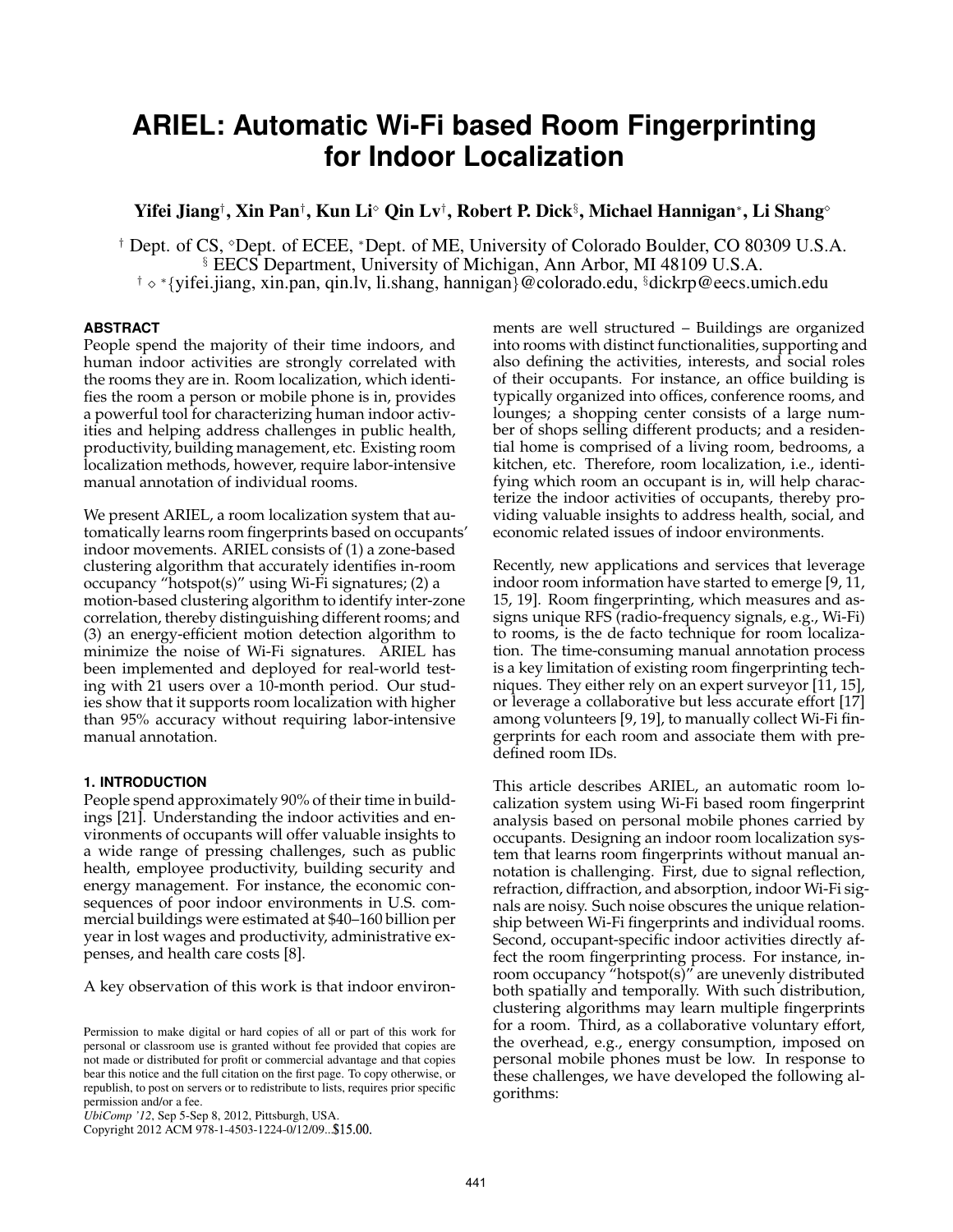# ARIEL: Automatic Wi-Fi based Room Fingerprinting for Indoor Localization

**Yifei Jiang[†], Xin Pan[†], Kun Li[◇] Qin Lv[†], Robert P. Dick[§], Michael Hannigan[*], Li Shang[◇]**

[†] Dept. of CS, [◇]Dept. of ECEE, [*]Dept. of ME, University of Colorado Boulder, CO 80309 U.S.A.
[§] EECS Department, University of Michigan, Ann Arbor, MI 48109 U.S.A.
[†] [◇] [*]{yifei.jiang, xin.pan, qin.lv, li.shang, hannigan}@colorado.edu, [§]dickrp@eecs.umich.edu

#### ABSTRACT

People spend the majority of their time indoors, and human indoor activities are strongly correlated with the rooms they are in. Room localization, which identifies the room a person or mobile phone is in, provides a powerful tool for characterizing human indoor activities and helping address challenges in public health, productivity, building management, etc. Existing room localization methods, however, require labor-intensive manual annotation of individual rooms.

We present ARIEL, a room localization system that automatically learns room fingerprints based on occupants' indoor movements. ARIEL consists of (1) a zone-based clustering algorithm that accurately identifies in-room occupancy "hotspot(s)" using Wi-Fi signatures; (2) a motion-based clustering algorithm to identify inter-zone correlation, thereby distinguishing different rooms; and (3) an energy-efficient motion detection algorithm to minimize the noise of Wi-Fi signatures. ARIEL has been implemented and deployed for real-world testing with 21 users over a 10-month period. Our studies show that it supports room localization with higher than 95% accuracy without requiring labor-intensive manual annotation.

#### 1. INTRODUCTION

People spend approximately 90% of their time in buildings [21]. Understanding the indoor activities and environments of occupants will offer valuable insights to a wide range of pressing challenges, such as public health, employee productivity, building security and energy management. For instance, the economic consequences of poor indoor environments in U.S. commercial buildings were estimated at $40–160 billion per year in lost wages and productivity, administrative expenses, and health care costs [8].

A key observation of this work is that indoor environments are well structured – Buildings are organized into rooms with distinct functionalities, supporting and also defining the activities, interests, and social roles of their occupants. For instance, an office building is typically organized into offices, conference rooms, and lounges; a shopping center consists of a large number of shops selling different products; and a residential home is comprised of a living room, bedrooms, a kitchen, etc. Therefore, room localization, i.e., identifying which room an occupant is in, will help characterize the indoor activities of occupants, thereby providing valuable insights to address health, social, and economic related issues of indoor environments.

Recently, new applications and services that leverage indoor room information have started to emerge [9, 11, 15, 19]. Room fingerprinting, which measures and assigns unique RFS (radio-frequency signals, e.g., Wi-Fi) to rooms, is the de facto technique for room localization. The time-consuming manual annotation process is a key limitation of existing room fingerprinting techniques. They either rely on an expert surveyor [11, 15], or leverage a collaborative but less accurate effort [17] among volunteers [9, 19], to manually collect Wi-Fi fingerprints for each room and associate them with predefined room IDs.

This article describes ARIEL, an automatic room localization system using Wi-Fi based room fingerprint analysis based on personal mobile phones carried by occupants. Designing an indoor room localization system that learns room fingerprints without manual annotation is challenging. First, due to signal reflection, refraction, diffraction, and absorption, indoor Wi-Fi signals are noisy. Such noise obscures the unique relationship between Wi-Fi fingerprints and individual rooms. Second, occupant-specific indoor activities directly affect the room fingerprinting process. For instance, in-room occupancy "hotspot(s)" are unevenly distributed both spatially and temporally. With such distribution, clustering algorithms may learn multiple fingerprints for a room. Third, as a collaborative voluntary effort, the overhead, e.g., energy consumption, imposed on personal mobile phones must be low. In response to these challenges, we have developed the following algorithms:

Permission to make digital or hard copies of all or part of this work for personal or classroom use is granted without fee provided that copies are not made or distributed for profit or commercial advantage and that copies bear this notice and the full citation on the first page. To copy otherwise, or republish, to post on servers or to redistribute to lists, requires prior specific permission and/or a fee.
*UbiComp '12*, Sep 5-Sep 8, 2012, Pittsburgh, USA.
Copyright 2012 ACM 978-1-4503-1224-0/12/09...$15.00.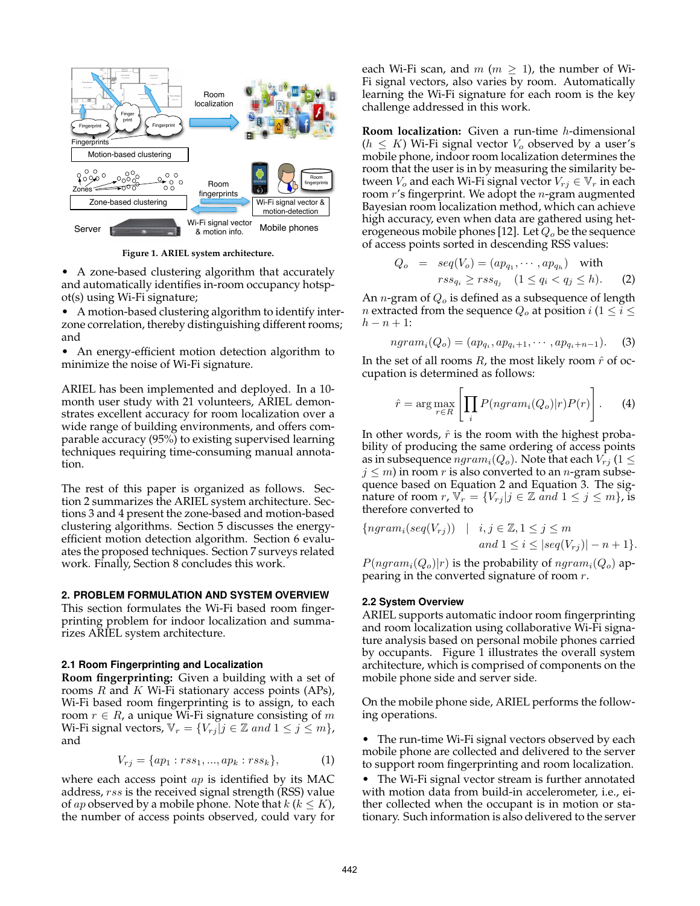Figure 1. ARIEL system architecture.

- A zone-based clustering algorithm that accurately and automatically identifies in-room occupancy hotspot(s) using Wi-Fi signature;
- A motion-based clustering algorithm to identify inter-zone correlation, thereby distinguishing different rooms; and
- An energy-efficient motion detection algorithm to minimize the noise of Wi-Fi signature.

ARIEL has been implemented and deployed. In a 10-month user study with 21 volunteers, ARIEL demonstrates excellent accuracy for room localization over a wide range of building environments, and offers comparable accuracy (95%) to existing supervised learning techniques requiring time-consuming manual annotation.

The rest of this paper is organized as follows. Section 2 summarizes the ARIEL system architecture. Sections 3 and 4 present the zone-based and motion-based clustering algorithms. Section 5 discusses the energy-efficient motion detection algorithm. Section 6 evaluates the proposed techniques. Section 7 surveys related work. Finally, Section 8 concludes this work.

## 2. PROBLEM FORMULATION AND SYSTEM OVERVIEW

This section formulates the Wi-Fi based room fingerprinting problem for indoor localization and summarizes ARIEL system architecture.

### 2.1 Room Fingerprinting and Localization

**Room fingerprinting:** Given a building with a set of rooms $R$ and $K$ Wi-Fi stationary access points (APs), Wi-Fi based room fingerprinting is to assign, to each room $r \in R$, a unique Wi-Fi signature consisting of $m$ Wi-Fi signal vectors, $\mathbb{V}_r = \{V_{rj} | j \in \mathbb{Z} \text{ and } 1 \leq j \leq m\}$, and

$$V_{rj} = \{ap_1 : rss_1, ..., ap_k : rss_k\}, \tag{1}$$

where each access point $ap$ is identified by its MAC address, $rss$ is the received signal strength (RSS) value of $ap$ observed by a mobile phone. Note that $k$ ($k \leq K$), the number of access points observed, could vary for each Wi-Fi scan, and $m$ ($m \geq 1$), the number of Wi-Fi signal vectors, also varies by room. Automatically learning the Wi-Fi signature for each room is the key challenge addressed in this work.

**Room localization:** Given a run-time $h$-dimensional ($h \leq K$) Wi-Fi signal vector $V_o$ observed by a user's mobile phone, indoor room localization determines the room that the user is in by measuring the similarity between $V_o$ and each Wi-Fi signal vector $V_{rj} \in \mathbb{V}_r$ in each room $r$'s fingerprint. We adopt the $n$-gram augmented Bayesian room localization method, which can achieve high accuracy, even when data are gathered using heterogeneous mobile phones [12]. Let $Q_o$ be the sequence of access points sorted in descending RSS values:

$$\begin{aligned} Q_o &= seq(V_o) = (ap_{q_1}, \cdots, ap_{q_h}) \quad \text{with} \\ & \quad rss_{q_i} \geq rss_{q_j} \quad (1 \leq q_i < q_j \leq h). \end{aligned} \tag{2}$$

An $n$-gram of $Q_o$ is defined as a subsequence of length $n$ extracted from the sequence $Q_o$ at position $i$ ($1 \leq i \leq h - n + 1$:

$$ngram_i(Q_o) = (ap_{q_i}, ap_{q_i+1}, \cdots, ap_{q_i+n-1}). \tag{3}$$

In the set of all rooms $R$, the most likely room $\hat{r}$ of occupancy is determined as follows:

$$\hat{r} = \arg\max_{r \in R} \left[ \prod_i P(ngram_i(Q_o)|r) P(r) \right]. \tag{4}$$

In other words, $\hat{r}$ is the room with the highest probability of producing the same ordering of access points as in subsequence $ngram_i(Q_o)$. Note that each $V_{rj}$ ($1 \leq j \leq m$) in room $r$ is also converted to an $n$-gram subsequence based on Equation 2 and Equation 3. The signature of room $r$, $\mathbb{V}_r = \{V_{rj} | j \in \mathbb{Z} \text{ and } 1 \leq j \leq m\}$, is therefore converted to

$$\begin{aligned} \{ngram_i(seq(V_{rj})) \quad | \quad & i, j \in \mathbb{Z}, 1 \leq j \leq m \\ & \text{and } 1 \leq i \leq |seq(V_{rj})| - n + 1\}. \end{aligned}$$

$P(ngram_i(Q_o)|r)$ is the probability of $ngram_i(Q_o)$ appearing in the converted signature of room $r$.

### 2.2 System Overview

ARIEL supports automatic indoor room fingerprinting and room localization using collaborative Wi-Fi signature analysis based on personal mobile phones carried by occupants. Figure 1 illustrates the overall system architecture, which is comprised of components on the mobile phone side and server side.

On the mobile phone side, ARIEL performs the following operations.

- The run-time Wi-Fi signal vectors observed by each mobile phone are collected and delivered to the server to support room fingerprinting and room localization.
- The Wi-Fi signal vector stream is further annotated with motion data from build-in accelerometer, i.e., either collected when the occupant is in motion or stationary. Such information is also delivered to the server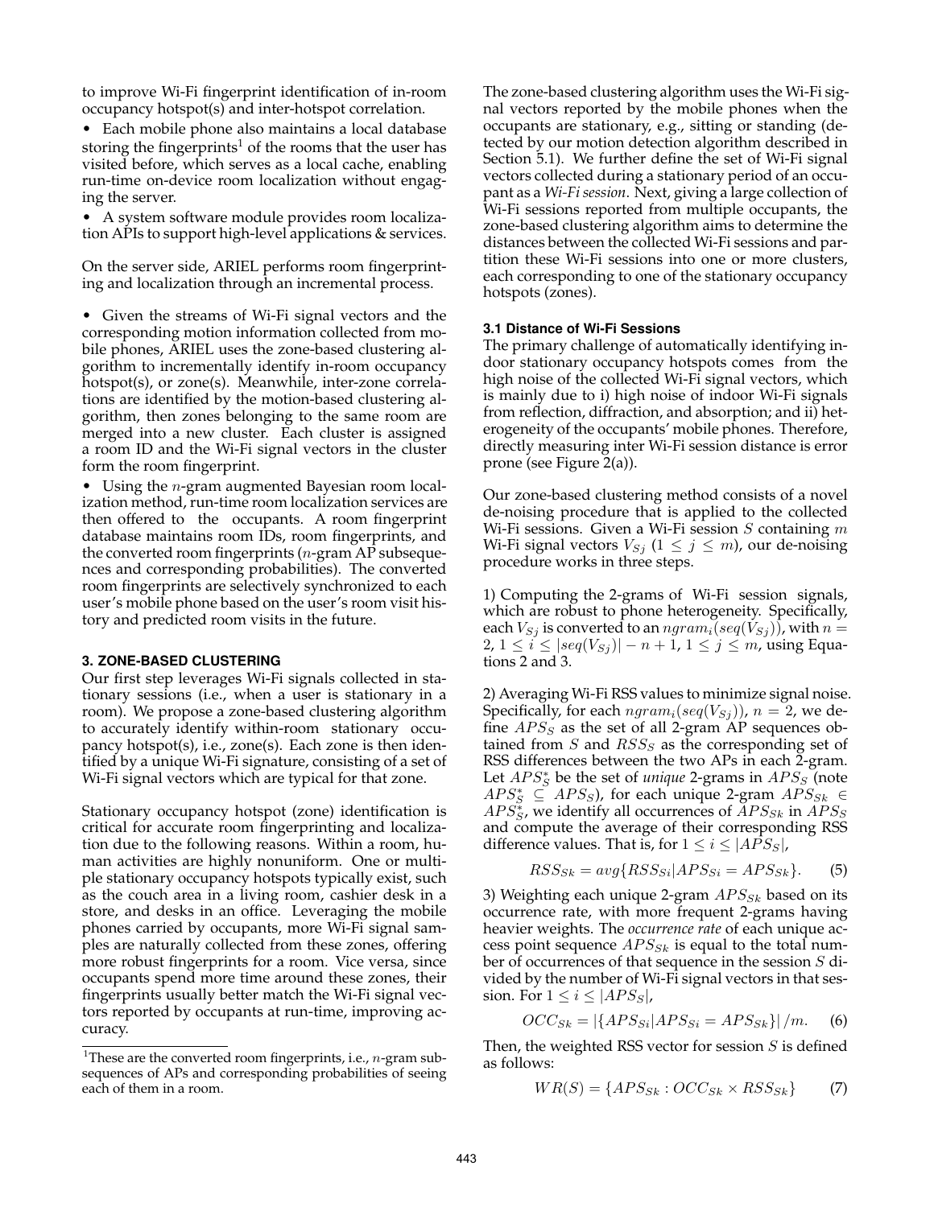to improve Wi-Fi fingerprint identification of in-room occupancy hotspot(s) and inter-hotspot correlation.

- Each mobile phone also maintains a local database storing the fingerprints[1] of the rooms that the user has visited before, which serves as a local cache, enabling run-time on-device room localization without engaging the server.
- A system software module provides room localization APIs to support high-level applications & services.

On the server side, ARIEL performs room fingerprinting and localization through an incremental process.

- Given the streams of Wi-Fi signal vectors and the corresponding motion information collected from mobile phones, ARIEL uses the zone-based clustering algorithm to incrementally identify in-room occupancy hotspot(s), or zone(s). Meanwhile, inter-zone correlations are identified by the motion-based clustering algorithm, then zones belonging to the same room are merged into a new cluster. Each cluster is assigned a room ID and the Wi-Fi signal vectors in the cluster form the room fingerprint.
- Using the $n$-gram augmented Bayesian room localization method, run-time room localization services are then offered to the occupants. A room fingerprint database maintains room IDs, room fingerprints, and the converted room fingerprints ($n$-gram AP subsequences and corresponding probabilities). The converted room fingerprints are selectively synchronized to each user's mobile phone based on the user's room visit history and predicted room visits in the future.

## 3. ZONE-BASED CLUSTERING

Our first step leverages Wi-Fi signals collected in stationary sessions (i.e., when a user is stationary in a room). We propose a zone-based clustering algorithm to accurately identify within-room stationary occupancy hotspot(s), i.e., zone(s). Each zone is then identified by a unique Wi-Fi signature, consisting of a set of Wi-Fi signal vectors which are typical for that zone.

Stationary occupancy hotspot (zone) identification is critical for accurate room fingerprinting and localization due to the following reasons. Within a room, human activities are highly nonuniform. One or multiple stationary occupancy hotspots typically exist, such as the couch area in a living room, cashier desk in a store, and desks in an office. Leveraging the mobile phones carried by occupants, more Wi-Fi signal samples are naturally collected from these zones, offering more robust fingerprints for a room. Vice versa, since occupants spend more time around these zones, their fingerprints usually better match the Wi-Fi signal vectors reported by occupants at run-time, improving accuracy.

[1] These are the converted room fingerprints, i.e., $n$-gram subsequences of APs and corresponding probabilities of seeing each of them in a room.

The zone-based clustering algorithm uses the Wi-Fi signal vectors reported by the mobile phones when the occupants are stationary, e.g., sitting or standing (detected by our motion detection algorithm described in Section 5.1). We further define the set of Wi-Fi signal vectors collected during a stationary period of an occupant as a *Wi-Fi session*. Next, giving a large collection of Wi-Fi sessions reported from multiple occupants, the zone-based clustering algorithm aims to determine the distances between the collected Wi-Fi sessions and partition these Wi-Fi sessions into one or more clusters, each corresponding to one of the stationary occupancy hotspots (zones).

### 3.1 Distance of Wi-Fi Sessions

The primary challenge of automatically identifying indoor stationary occupancy hotspots comes from the high noise of the collected Wi-Fi signal vectors, which is mainly due to i) high noise of indoor Wi-Fi signals from reflection, diffraction, and absorption; and ii) heterogeneity of the occupants' mobile phones. Therefore, directly measuring inter Wi-Fi session distance is error prone (see Figure 2(a)).

Our zone-based clustering method consists of a novel de-noising procedure that is applied to the collected Wi-Fi sessions. Given a Wi-Fi session $S$ containing $m$ Wi-Fi signal vectors $V_{Sj}$ ($1 \leq j \leq m$), our de-noising procedure works in three steps.

1) Computing the 2-grams of Wi-Fi session signals, which are robust to phone heterogeneity. Specifically, each $V_{Sj}$ is converted to an $ngram_i(seq(V_{Sj}))$, with $n = 2$, $1 \leq i \leq |seq(V_{Sj})| - n + 1$, $1 \leq j \leq m$, using Equations 2 and 3.

2) Averaging Wi-Fi RSS values to minimize signal noise. Specifically, for each $ngram_i(seq(V_{Sj}))$, $n = 2$, we define $APS_S$ as the set of all 2-gram AP sequences obtained from $S$ and $RSS_S$ as the corresponding set of RSS differences between the two APs in each 2-gram. Let $APS_S^*$ be the set of *unique* 2-grams in $APS_S$ (note $APS_S^* \subseteq APS_S$), for each unique 2-gram $APS_{Sk} \in APS_S^*$, we identify all occurrences of $APS_{Sk}$ in $APS_S$ and compute the average of their corresponding RSS difference values. That is, for $1 \leq i \leq |APS_S|$,

$$RSS_{Sk} = avg\{RSS_{Si} | APS_{Si} = APS_{Sk}\}. \quad (5)$$

3) Weighting each unique 2-gram $APS_{Sk}$ based on its occurrence rate, with more frequent 2-grams having heavier weights. The *occurrence rate* of each unique access point sequence $APS_{Sk}$ is equal to the total number of occurrences of that sequence in the session $S$ divided by the number of Wi-Fi signal vectors in that session. For $1 \leq i \leq |APS_S|$,

$$OCC_{Sk} = |\{APS_{Si} | APS_{Si} = APS_{Sk}\}| / m. \quad (6)$$

Then, the weighted RSS vector for session $S$ is defined as follows:

$$WR(S) = \{APS_{Sk} : OCC_{Sk} \times RSS_{Sk}\} \quad (7)$$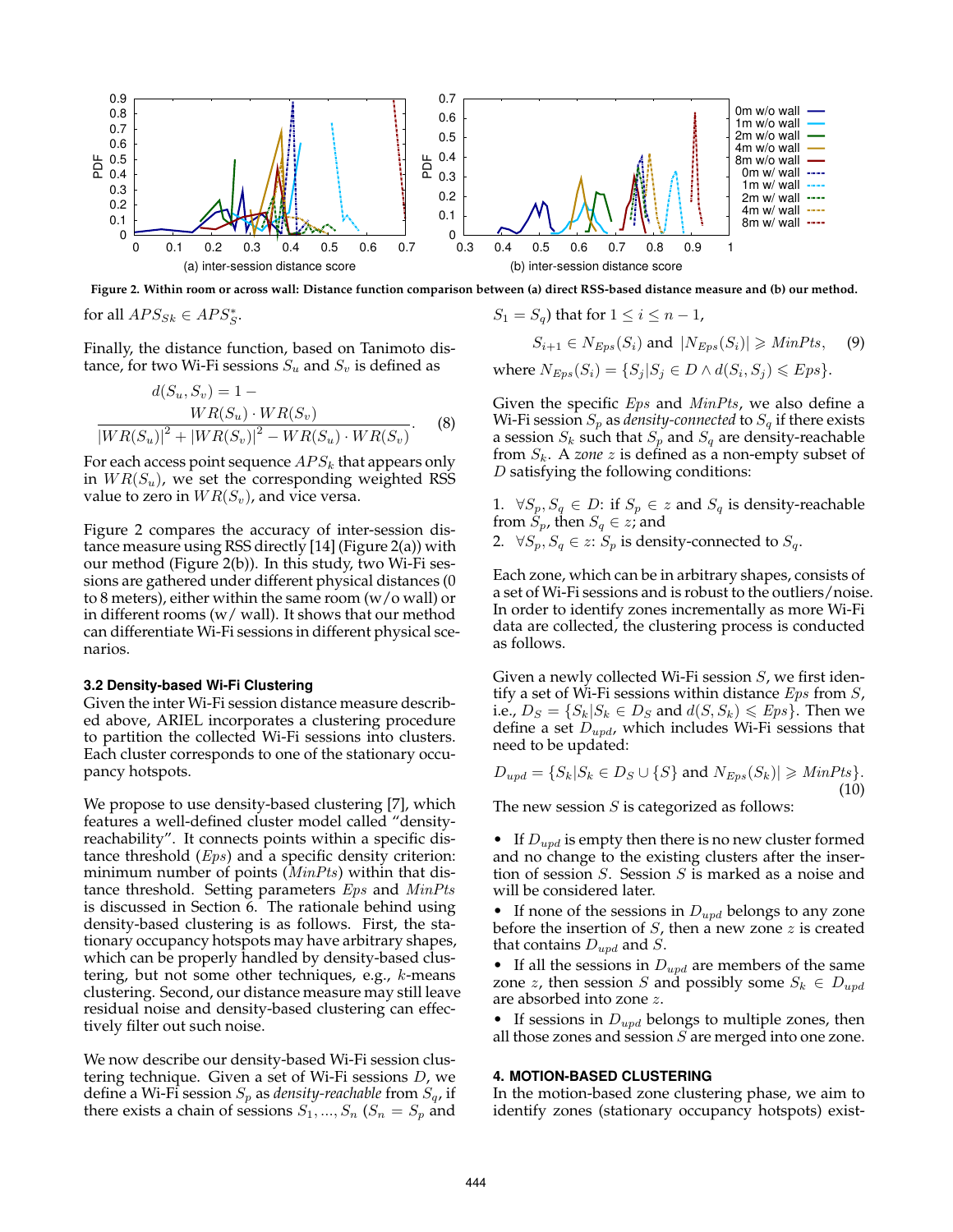**Figure 2. Within room or across wall: Distance function comparison between (a) direct RSS-based distance measure and (b) our method.**

for all $APS_{Sk} \in APS_S^*$.

Finally, the distance function, based on Tanimoto distance, for two Wi-Fi sessions $S_u$ and $S_v$ is defined as

$$d(S_u, S_v) = 1 - \frac{WR(S_u) \cdot WR(S_v)}{|WR(S_u)|^2 + |WR(S_v)|^2 - WR(S_u) \cdot WR(S_v)}. \quad (8)$$

For each access point sequence $APS_k$ that appears only in $WR(S_u)$, we set the corresponding weighted RSS value to zero in $WR(S_v)$, and vice versa.

Figure 2 compares the accuracy of inter-session distance measure using RSS directly [14] (Figure 2(a)) with our method (Figure 2(b)). In this study, two Wi-Fi sessions are gathered under different physical distances (0 to 8 meters), either within the same room (w/o wall) or in different rooms (w/ wall). It shows that our method can differentiate Wi-Fi sessions in different physical scenarios.

### 3.2 Density-based Wi-Fi Clustering

Given the inter Wi-Fi session distance measure described above, ARIEL incorporates a clustering procedure to partition the collected Wi-Fi sessions into clusters. Each cluster corresponds to one of the stationary occupancy hotspots.

We propose to use density-based clustering [7], which features a well-defined cluster model called "density-reachability". It connects points within a specific distance threshold ($Eps$) and a specific density criterion: minimum number of points ($MinPts$) within that distance threshold. Setting parameters $Eps$ and $MinPts$ is discussed in Section 6. The rationale behind using density-based clustering is as follows. First, the stationary occupancy hotspots may have arbitrary shapes, which can be properly handled by density-based clustering, but not some other techniques, e.g., $k$-means clustering. Second, our distance measure may still leave residual noise and density-based clustering can effectively filter out such noise.

We now describe our density-based Wi-Fi session clustering technique. Given a set of Wi-Fi sessions $D$, we define a Wi-Fi session $S_p$ as *density-reachable* from $S_q$, if there exists a chain of sessions $S_1, ..., S_n$ ($S_n = S_p$ and $S_1 = S_q$) that for $1 \leqslant i \leqslant n-1$,

$$S_{i+1} \in N_{Eps}(S_i) \text{ and } |N_{Eps}(S_i)| \geqslant MinPts, \quad (9)$$

where $N_{Eps}(S_i) = \{S_j | S_j \in D \wedge d(S_i, S_j) \leqslant Eps\}$.

Given the specific $Eps$ and $MinPts$, we also define a Wi-Fi session $S_p$ as *density-connected* to $S_q$ if there exists a session $S_k$ such that $S_p$ and $S_q$ are density-reachable from $S_k$. A *zone* $z$ is defined as a non-empty subset of $D$ satisfying the following conditions:

1. $\forall S_p, S_q \in D$: if $S_p \in z$ and $S_q$ is density-reachable from $S_p$, then $S_q \in z$; and
2. $\forall S_p, S_q \in z$: $S_p$ is density-connected to $S_q$.

Each zone, which can be in arbitrary shapes, consists of a set of Wi-Fi sessions and is robust to the outliers/noise. In order to identify zones incrementally as more Wi-Fi data are collected, the clustering process is conducted as follows.

Given a newly collected Wi-Fi session $S$, we first identify a set of Wi-Fi sessions within distance $Eps$ from $S$, i.e., $D_S = \{S_k | S_k \in D_S \text{ and } d(S, S_k) \leqslant Eps\}$. Then we define a set $D_{upd}$, which includes Wi-Fi sessions that need to be updated:

$$D_{upd} = \{S_k | S_k \in D_S \cup \{S\} \text{ and } N_{Eps}(S_k)| \geqslant MinPts\}. \quad (10)$$

The new session $S$ is categorized as follows:

- If $D_{upd}$ is empty then there is no new cluster formed and no change to the existing clusters after the insertion of session $S$. Session $S$ is marked as a noise and will be considered later.
- If none of the sessions in $D_{upd}$ belongs to any zone before the insertion of $S$, then a new zone $z$ is created that contains $D_{upd}$ and $S$.
- If all the sessions in $D_{upd}$ are members of the same zone $z$, then session $S$ and possibly some $S_k \in D_{upd}$ are absorbed into zone $z$.
- If sessions in $D_{upd}$ belongs to multiple zones, then all those zones and session $S$ are merged into one zone.

## 4. MOTION-BASED CLUSTERING

In the motion-based zone clustering phase, we aim to identify zones (stationary occupancy hotspots) exist-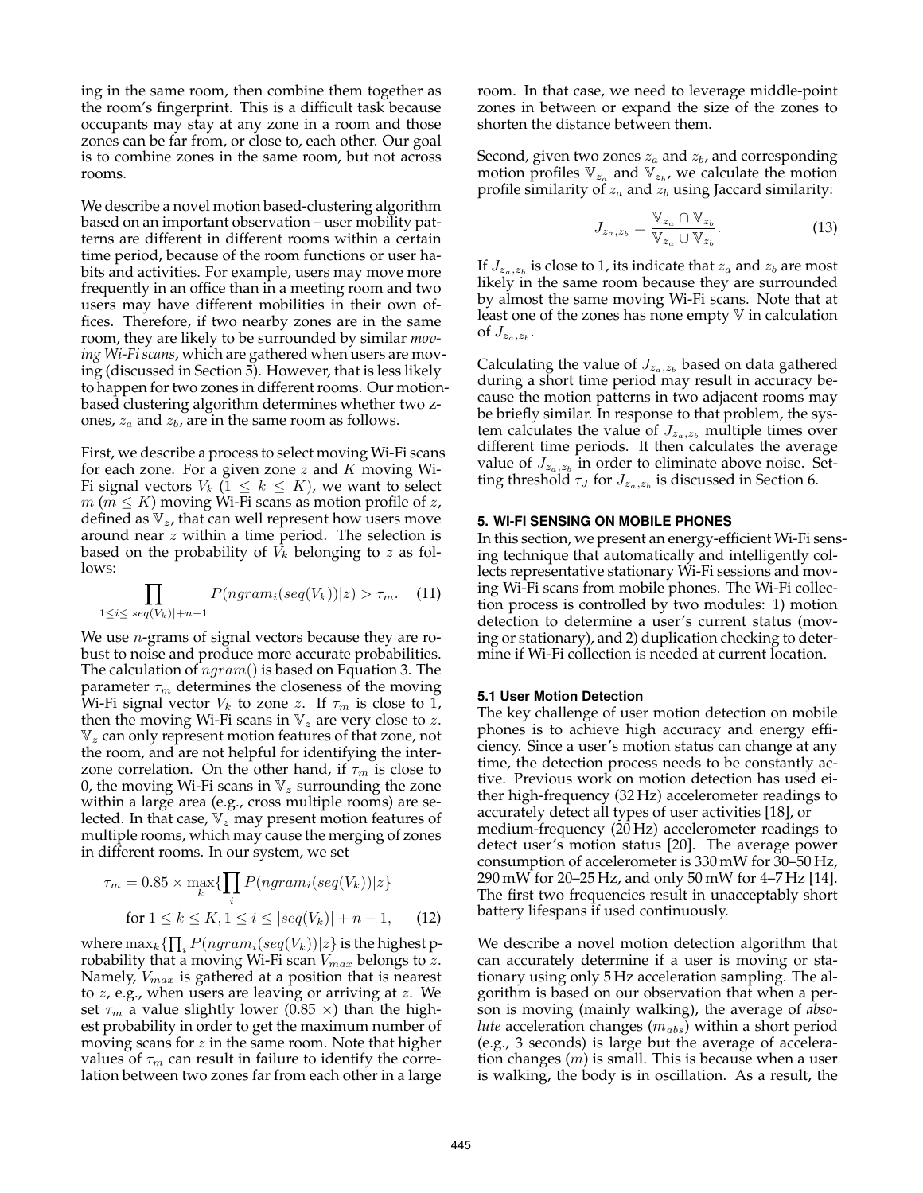ing in the same room, then combine them together as the room's fingerprint. This is a difficult task because occupants may stay at any zone in a room and those zones can be far from, or close to, each other. Our goal is to combine zones in the same room, but not across rooms.

We describe a novel motion based-clustering algorithm based on an important observation – user mobility patterns are different in different rooms within a certain time period, because of the room functions or user habits and activities. For example, users may move more frequently in an office than in a meeting room and two users may have different mobilities in their own offices. Therefore, if two nearby zones are in the same room, they are likely to be surrounded by similar *moving Wi-Fi scans*, which are gathered when users are moving (discussed in Section 5). However, that is less likely to happen for two zones in different rooms. Our motion-based clustering algorithm determines whether two zones, $z_a$ and $z_b$, are in the same room as follows.

First, we describe a process to select moving Wi-Fi scans for each zone. For a given zone $z$ and $K$ moving Wi-Fi signal vectors $V_k$ ($1 \leq k \leq K$), we want to select $m$ ($m \leq K$) moving Wi-Fi scans as motion profile of $z$, defined as $\mathbb{V}_z$, that can well represent how users move around near $z$ within a time period. The selection is based on the probability of $V_k$ belonging to $z$ as follows:

$$\prod_{1 \leq i \leq |seq(V_k)|+n-1} P(ngram_i(seq(V_k))|z) > \tau_m. \quad (11)$$

We use $n$-grams of signal vectors because they are robust to noise and produce more accurate probabilities. The calculation of $ngram()$ is based on Equation 3. The parameter $\tau_m$ determines the closeness of the moving Wi-Fi signal vector $V_k$ to zone $z$. If $\tau_m$ is close to 1, then the moving Wi-Fi scans in $\mathbb{V}_z$ are very close to $z$. $\mathbb{V}_z$ can only represent motion features of that zone, not the room, and are not helpful for identifying the inter-zone correlation. On the other hand, if $\tau_m$ is close to 0, the moving Wi-Fi scans in $\mathbb{V}_z$ surrounding the zone within a large area (e.g., cross multiple rooms) are selected. In that case, $\mathbb{V}_z$ may present motion features of multiple rooms, which may cause the merging of zones in different rooms. In our system, we set

$$\tau_m = 0.85 \times \max_k \{\prod_i P(ngram_i(seq(V_k))|z\}$$
$$\text{for } 1 \leq k \leq K, 1 \leq i \leq |seq(V_k)| + n - 1, \quad (12)$$

where $\max_k\{\prod_i P(ngram_i(seq(V_k))|z\}$ is the highest probability that a moving Wi-Fi scan $V_{max}$ belongs to $z$. Namely, $V_{max}$ is gathered at a position that is nearest to $z$, e.g., when users are leaving or arriving at $z$. We set $\tau_m$ a value slightly lower (0.85 ×) than the highest probability in order to get the maximum number of moving scans for $z$ in the same room. Note that higher values of $\tau_m$ can result in failure to identify the correlation between two zones far from each other in a large room. In that case, we need to leverage middle-point zones in between or expand the size of the zones to shorten the distance between them.

Second, given two zones $z_a$ and $z_b$, and corresponding motion profiles $\mathbb{V}_{z_a}$ and $\mathbb{V}_{z_b}$, we calculate the motion profile similarity of $z_a$ and $z_b$ using Jaccard similarity:

$$J_{z_a,z_b} = \frac{\mathbb{V}_{z_a} \cap \mathbb{V}_{z_b}}{\mathbb{V}_{z_a} \cup \mathbb{V}_{z_b}}. \quad (13)$$

If $J_{z_a,z_b}$ is close to 1, its indicate that $z_a$ and $z_b$ are most likely in the same room because they are surrounded by almost the same moving Wi-Fi scans. Note that at least one of the zones has none empty $\mathbb{V}$ in calculation of $J_{z_a,z_b}$.

Calculating the value of $J_{z_a,z_b}$ based on data gathered during a short time period may result in accuracy because the motion patterns in two adjacent rooms may be briefly similar. In response to that problem, the system calculates the value of $J_{z_a,z_b}$ multiple times over different time periods. It then calculates the average value of $J_{z_a,z_b}$ in order to eliminate above noise. Setting threshold $\tau_J$ for $J_{z_a,z_b}$ is discussed in Section 6.

## 5. WI-FI SENSING ON MOBILE PHONES

In this section, we present an energy-efficient Wi-Fi sensing technique that automatically and intelligently collects representative stationary Wi-Fi sessions and moving Wi-Fi scans from mobile phones. The Wi-Fi collection process is controlled by two modules: 1) motion detection to determine a user's current status (moving or stationary), and 2) duplication checking to determine if Wi-Fi collection is needed at current location.

### 5.1 User Motion Detection

The key challenge of user motion detection on mobile phones is to achieve high accuracy and energy efficiency. Since a user's motion status can change at any time, the detection process needs to be constantly active. Previous work on motion detection has used either high-frequency (32 Hz) accelerometer readings to accurately detect all types of user activities [18], or medium-frequency (20 Hz) accelerometer readings to detect user's motion status [20]. The average power consumption of accelerometer is 330 mW for 30–50 Hz, 290 mW for 20–25 Hz, and only 50 mW for 4–7 Hz [14]. The first two frequencies result in unacceptably short battery lifespans if used continuously.

We describe a novel motion detection algorithm that can accurately determine if a user is moving or stationary using only 5 Hz acceleration sampling. The algorithm is based on our observation that when a person is moving (mainly walking), the average of *absolute* acceleration changes ($m_{abs}$) within a short period (e.g., 3 seconds) is large but the average of acceleration changes ($m$) is small. This is because when a user is walking, the body is in oscillation. As a result, the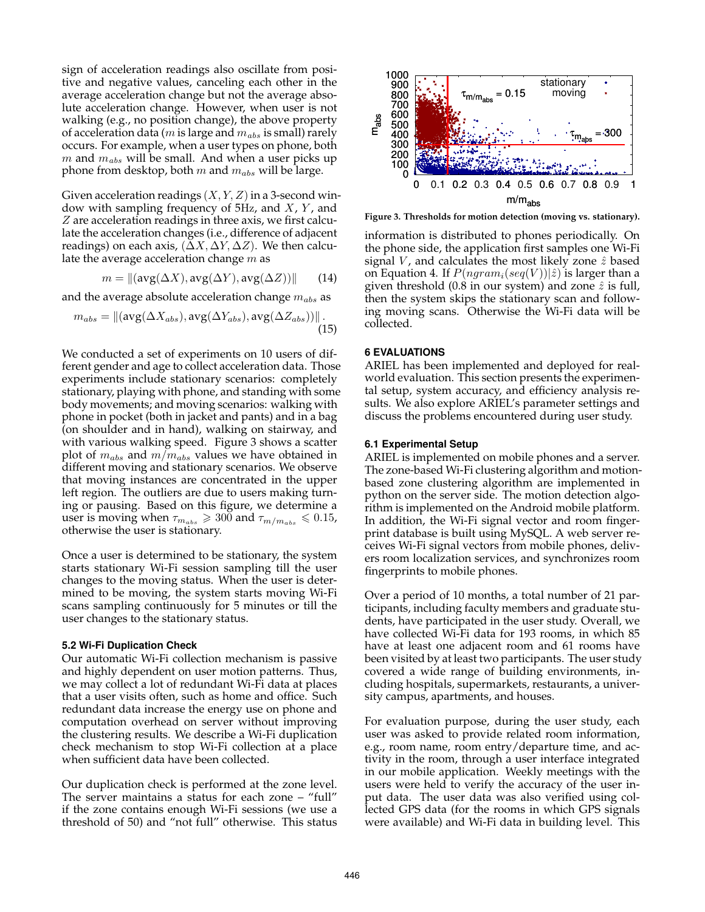sign of acceleration readings also oscillate from positive and negative values, canceling each other in the average acceleration change but not the average absolute acceleration change. However, when user is not walking (e.g., no position change), the above property of acceleration data ($m$ is large and $m_{abs}$ is small) rarely occurs. For example, when a user types on phone, both $m$ and $m_{abs}$ will be small. And when a user picks up phone from desktop, both $m$ and $m_{abs}$ will be large.

Given acceleration readings $(X, Y, Z)$ in a 3-second window with sampling frequency of 5Hz, and $X$, $Y$, and $Z$ are acceleration readings in three axis, we first calculate the acceleration changes (i.e., difference of adjacent readings) on each axis, $(\Delta X, \Delta Y, \Delta Z)$. We then calculate the average acceleration change $m$ as

$$m = \|(\mathrm{avg}(\Delta X), \mathrm{avg}(\Delta Y), \mathrm{avg}(\Delta Z))\| \tag{14}$$

and the average absolute acceleration change $m_{abs}$ as

$$m_{abs} = \|(\mathrm{avg}(\Delta X_{abs}), \mathrm{avg}(\Delta Y_{abs}), \mathrm{avg}(\Delta Z_{abs}))\|. \tag{15}$$

We conducted a set of experiments on 10 users of different gender and age to collect acceleration data. Those experiments include stationary scenarios: completely stationary, playing with phone, and standing with some body movements; and moving scenarios: walking with phone in pocket (both in jacket and pants) and in a bag (on shoulder and in hand), walking on stairway, and with various walking speed. Figure 3 shows a scatter plot of $m_{abs}$ and $m/m_{abs}$ values we have obtained in different moving and stationary scenarios. We observe that moving instances are concentrated in the upper left region. The outliers are due to users making turning or pausing. Based on this figure, we determine a user is moving when $\tau_{m_{abs}} \geqslant 300$ and $\tau_{m/m_{abs}} \leqslant 0.15$, otherwise the user is stationary.

Once a user is determined to be stationary, the system starts stationary Wi-Fi session sampling till the user changes to the moving status. When the user is determined to be moving, the system starts moving Wi-Fi scans sampling continuously for 5 minutes or till the user changes to the stationary status.

### 5.2 Wi-Fi Duplication Check

Our automatic Wi-Fi collection mechanism is passive and highly dependent on user motion patterns. Thus, we may collect a lot of redundant Wi-Fi data at places that a user visits often, such as home and office. Such redundant data increase the energy use on phone and computation overhead on server without improving the clustering results. We describe a Wi-Fi duplication check mechanism to stop Wi-Fi collection at a place when sufficient data have been collected.

Our duplication check is performed at the zone level. The server maintains a status for each zone – "full" if the zone contains enough Wi-Fi sessions (we use a threshold of 50) and "not full" otherwise. This status

**Figure 3. Thresholds for motion detection (moving vs. stationary).**

information is distributed to phones periodically. On the phone side, the application first samples one Wi-Fi signal $V$, and calculates the most likely zone $\hat{z}$ based on Equation 4. If $P(ngram_i(seq(V))|\hat{z})$ is larger than a given threshold (0.8 in our system) and zone $\hat{z}$ is full, then the system skips the stationary scan and following moving scans. Otherwise the Wi-Fi data will be collected.

## 6 EVALUATIONS

ARIEL has been implemented and deployed for real-world evaluation. This section presents the experimental setup, system accuracy, and efficiency analysis results. We also explore ARIEL's parameter settings and discuss the problems encountered during user study.

### 6.1 Experimental Setup

ARIEL is implemented on mobile phones and a server. The zone-based Wi-Fi clustering algorithm and motion-based zone clustering algorithm are implemented in python on the server side. The motion detection algorithm is implemented on the Android mobile platform. In addition, the Wi-Fi signal vector and room fingerprint database is built using MySQL. A web server receives Wi-Fi signal vectors from mobile phones, delivers room localization services, and synchronizes room fingerprints to mobile phones.

Over a period of 10 months, a total number of 21 participants, including faculty members and graduate students, have participated in the user study. Overall, we have collected Wi-Fi data for 193 rooms, in which 85 have at least one adjacent room and 61 rooms have been visited by at least two participants. The user study covered a wide range of building environments, including hospitals, supermarkets, restaurants, a university campus, apartments, and houses.

For evaluation purpose, during the user study, each user was asked to provide related room information, e.g., room name, room entry/departure time, and activity in the room, through a user interface integrated in our mobile application. Weekly meetings with the users were held to verify the accuracy of the user input data. The user data was also verified using collected GPS data (for the rooms in which GPS signals were available) and Wi-Fi data in building level. This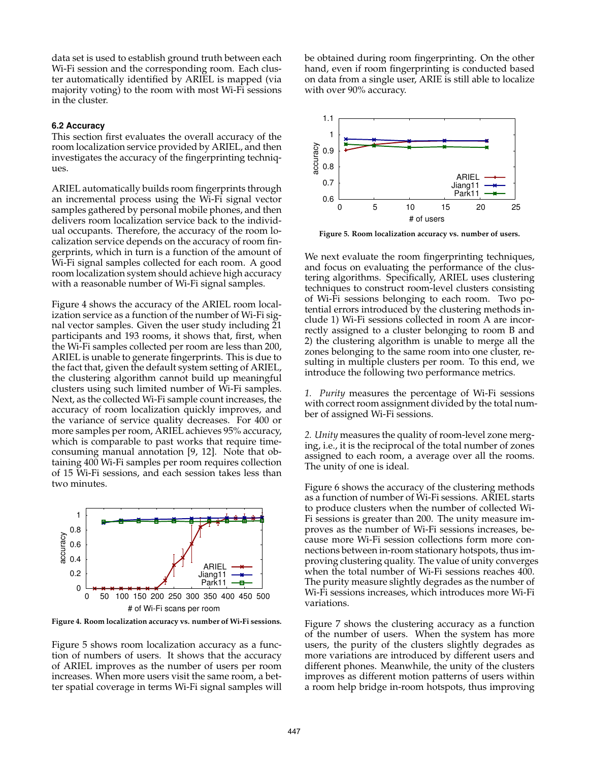data set is used to establish ground truth between each Wi-Fi session and the corresponding room. Each cluster automatically identified by ARIEL is mapped (via majority voting) to the room with most Wi-Fi sessions in the cluster.

### 6.2 Accuracy

This section first evaluates the overall accuracy of the room localization service provided by ARIEL, and then investigates the accuracy of the fingerprinting techniques.

ARIEL automatically builds room fingerprints through an incremental process using the Wi-Fi signal vector samples gathered by personal mobile phones, and then delivers room localization service back to the individual occupants. Therefore, the accuracy of the room localization service depends on the accuracy of room fingerprints, which in turn is a function of the amount of Wi-Fi signal samples collected for each room. A good room localization system should achieve high accuracy with a reasonable number of Wi-Fi signal samples.

Figure 4 shows the accuracy of the ARIEL room localization service as a function of the number of Wi-Fi signal vector samples. Given the user study including 21 participants and 193 rooms, it shows that, first, when the Wi-Fi samples collected per room are less than 200, ARIEL is unable to generate fingerprints. This is due to the fact that, given the default system setting of ARIEL, the clustering algorithm cannot build up meaningful clusters using such limited number of Wi-Fi samples. Next, as the collected Wi-Fi sample count increases, the accuracy of room localization quickly improves, and the variance of service quality decreases. For 400 or more samples per room, ARIEL achieves 95% accuracy, which is comparable to past works that require time-consuming manual annotation [9, 12]. Note that obtaining 400 Wi-Fi samples per room requires collection of 15 Wi-Fi sessions, and each session takes less than two minutes.

**Figure 4. Room localization accuracy vs. number of Wi-Fi sessions.**

Figure 5 shows room localization accuracy as a function of numbers of users. It shows that the accuracy of ARIEL improves as the number of users per room increases. When more users visit the same room, a better spatial coverage in terms Wi-Fi signal samples will be obtained during room fingerprinting. On the other hand, even if room fingerprinting is conducted based on data from a single user, ARIE is still able to localize with over 90% accuracy.

**Figure 5. Room localization accuracy vs. number of users.**

We next evaluate the room fingerprinting techniques, and focus on evaluating the performance of the clustering algorithms. Specifically, ARIEL uses clustering techniques to construct room-level clusters consisting of Wi-Fi sessions belonging to each room. Two potential errors introduced by the clustering methods include 1) Wi-Fi sessions collected in room A are incorrectly assigned to a cluster belonging to room B and 2) the clustering algorithm is unable to merge all the zones belonging to the same room into one cluster, resulting in multiple clusters per room. To this end, we introduce the following two performance metrics.

*1. Purity* measures the percentage of Wi-Fi sessions with correct room assignment divided by the total number of assigned Wi-Fi sessions.

*2. Unity* measures the quality of room-level zone merging, i.e., it is the reciprocal of the total number of zones assigned to each room, a average over all the rooms. The unity of one is ideal.

Figure 6 shows the accuracy of the clustering methods as a function of number of Wi-Fi sessions. ARIEL starts to produce clusters when the number of collected Wi-Fi sessions is greater than 200. The unity measure improves as the number of Wi-Fi sessions increases, because more Wi-Fi session collections form more connections between in-room stationary hotspots, thus improving clustering quality. The value of unity converges when the total number of Wi-Fi sessions reaches 400. The purity measure slightly degrades as the number of Wi-Fi sessions increases, which introduces more Wi-Fi variations.

Figure 7 shows the clustering accuracy as a function of the number of users. When the system has more users, the purity of the clusters slightly degrades as more variations are introduced by different users and different phones. Meanwhile, the unity of the clusters improves as different motion patterns of users within a room help bridge in-room hotspots, thus improving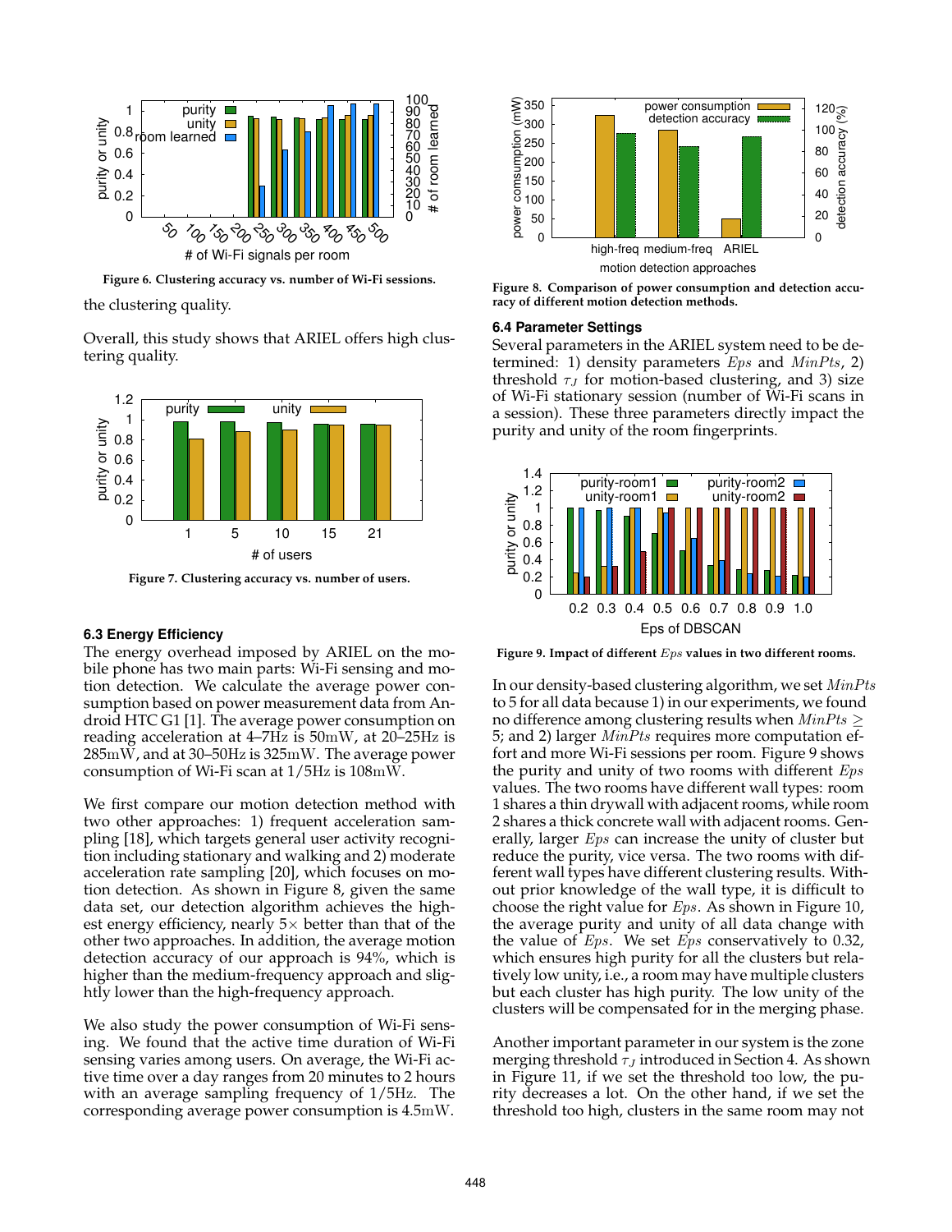Figure 6. Clustering accuracy vs. number of Wi-Fi sessions.

the clustering quality.

Overall, this study shows that ARIEL offers high clustering quality.

Figure 7. Clustering accuracy vs. number of users.

### 6.3 Energy Efficiency

The energy overhead imposed by ARIEL on the mobile phone has two main parts: Wi-Fi sensing and motion detection. We calculate the average power consumption based on power measurement data from Android HTC G1 [1]. The average power consumption on reading acceleration at 4–7Hz is 50mW, at 20–25Hz is 285mW, and at 30–50Hz is 325mW. The average power consumption of Wi-Fi scan at 1/5Hz is 108mW.

We first compare our motion detection method with two other approaches: 1) frequent acceleration sampling [18], which targets general user activity recognition including stationary and walking and 2) moderate acceleration rate sampling [20], which focuses on motion detection. As shown in Figure 8, given the same data set, our detection algorithm achieves the highest energy efficiency, nearly 5× better than that of the other two approaches. In addition, the average motion detection accuracy of our approach is 94%, which is higher than the medium-frequency approach and slightly lower than the high-frequency approach.

We also study the power consumption of Wi-Fi sensing. We found that the active time duration of Wi-Fi sensing varies among users. On average, the Wi-Fi active time over a day ranges from 20 minutes to 2 hours with an average sampling frequency of 1/5Hz. The corresponding average power consumption is 4.5mW.

Figure 8. Comparison of power consumption and detection accuracy of different motion detection methods.

### 6.4 Parameter Settings

Several parameters in the ARIEL system need to be determined: 1) density parameters $Eps$ and $MinPts$, 2) threshold $\tau_J$ for motion-based clustering, and 3) size of Wi-Fi stationary session (number of Wi-Fi scans in a session). These three parameters directly impact the purity and unity of the room fingerprints.

Figure 9. Impact of different $Eps$ values in two different rooms.

In our density-based clustering algorithm, we set $MinPts$ to 5 for all data because 1) in our experiments, we found no difference among clustering results when $MinPts \geq 5$; and 2) larger $MinPts$ requires more computation effort and more Wi-Fi sessions per room. Figure 9 shows the purity and unity of two rooms with different $Eps$ values. The two rooms have different wall types: room 1 shares a thin drywall with adjacent rooms, while room 2 shares a thick concrete wall with adjacent rooms. Generally, larger $Eps$ can increase the unity of cluster but reduce the purity, vice versa. The two rooms with different wall types have different clustering results. Without prior knowledge of the wall type, it is difficult to choose the right value for $Eps$. As shown in Figure 10, the average purity and unity of all data change with the value of $Eps$. We set $Eps$ conservatively to 0.32, which ensures high purity for all the clusters but relatively low unity, i.e., a room may have multiple clusters but each cluster has high purity. The low unity of the clusters will be compensated for in the merging phase.

Another important parameter in our system is the zone merging threshold $\tau_J$ introduced in Section 4. As shown in Figure 11, if we set the threshold too low, the purity decreases a lot. On the other hand, if we set the threshold too high, clusters in the same room may not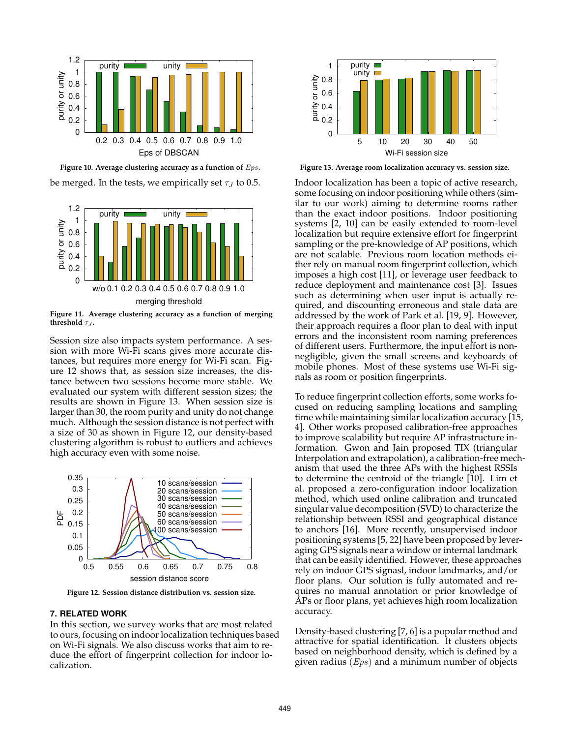Figure 10. Average clustering accuracy as a function of $Eps$.

be merged. In the tests, we empirically set $\tau_J$ to 0.5.

Figure 11. Average clustering accuracy as a function of merging threshold $\tau_J$.

Session size also impacts system performance. A session with more Wi-Fi scans gives more accurate distances, but requires more energy for Wi-Fi scan. Figure 12 shows that, as session size increases, the distance between two sessions become more stable. We evaluated our system with different session sizes; the results are shown in Figure 13. When session size is larger than 30, the room purity and unity do not change much. Although the session distance is not perfect with a size of 30 as shown in Figure 12, our density-based clustering algorithm is robust to outliers and achieves high accuracy even with some noise.

Figure 12. Session distance distribution vs. session size.

Figure 13. Average room localization accuracy vs. session size.

## 7. RELATED WORK

In this section, we survey works that are most related to ours, focusing on indoor localization techniques based on Wi-Fi signals. We also discuss works that aim to reduce the effort of fingerprint collection for indoor localization.

Indoor localization has been a topic of active research, some focusing on indoor positioning while others (similar to our work) aiming to determine rooms rather than the exact indoor positions. Indoor positioning systems [2, 10] can be easily extended to room-level localization but require extensive effort for fingerprint sampling or the pre-knowledge of AP positions, which are not scalable. Previous room location methods either rely on manual room fingerprint collection, which imposes a high cost [11], or leverage user feedback to reduce deployment and maintenance cost [3]. Issues such as determining when user input is actually required, and discounting erroneous and stale data are addressed by the work of Park et al. [19, 9]. However, their approach requires a floor plan to deal with input errors and the inconsistent room naming preferences of different users. Furthermore, the input effort is non-negligible, given the small screens and keyboards of mobile phones. Most of these systems use Wi-Fi signals as room or position fingerprints.

To reduce fingerprint collection efforts, some works focused on reducing sampling locations and sampling time while maintaining similar localization accuracy [15, 4]. Other works proposed calibration-free approaches to improve scalability but require AP infrastructure information. Gwon and Jain proposed TIX (triangular Interpolation and extrapolation), a calibration-free mechanism that used the three APs with the highest RSSIs to determine the centroid of the triangle [10]. Lim et al. proposed a zero-configuration indoor localization method, which used online calibration and truncated singular value decomposition (SVD) to characterize the relationship between RSSI and geographical distance to anchors [16]. More recently, unsupervised indoor positioning systems [5, 22] have been proposed by leveraging GPS signals near a window or internal landmark that can be easily identified. However, these approaches rely on indoor GPS signasl, indoor landmarks, and/or floor plans. Our solution is fully automated and requires no manual annotation or prior knowledge of APs or floor plans, yet achieves high room localization accuracy.

Density-based clustering [7, 6] is a popular method and attractive for spatial identification. It clusters objects based on neighborhood density, which is defined by a given radius $(Eps)$ and a minimum number of objects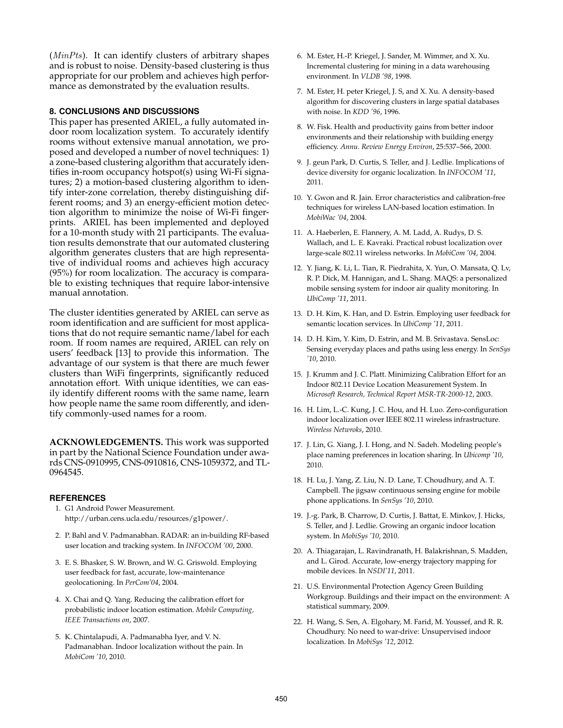($MinPts$). It can identify clusters of arbitrary shapes and is robust to noise. Density-based clustering is thus appropriate for our problem and achieves high performance as demonstrated by the evaluation results.

## 8. CONCLUSIONS AND DISCUSSIONS

This paper has presented ARIEL, a fully automated indoor room localization system. To accurately identify rooms without extensive manual annotation, we proposed and developed a number of novel techniques: 1) a zone-based clustering algorithm that accurately identifies in-room occupancy hotspot(s) using Wi-Fi signatures; 2) a motion-based clustering algorithm to identify inter-zone correlation, thereby distinguishing different rooms; and 3) an energy-efficient motion detection algorithm to minimize the noise of Wi-Fi fingerprints. ARIEL has been implemented and deployed for a 10-month study with 21 participants. The evaluation results demonstrate that our automated clustering algorithm generates clusters that are high representative of individual rooms and achieves high accuracy (95%) for room localization. The accuracy is comparable to existing techniques that require labor-intensive manual annotation.

The cluster identities generated by ARIEL can serve as room identification and are sufficient for most applications that do not require semantic name/label for each room. If room names are required, ARIEL can rely on users' feedback [13] to provide this information. The advantage of our system is that there are much fewer clusters than WiFi fingerprints, significantly reduced annotation effort. With unique identities, we can easily identify different rooms with the same name, learn how people name the same room differently, and identify commonly-used names for a room.

**ACKNOWLEDGEMENTS.** This work was supported in part by the National Science Foundation under awards CNS-0910995, CNS-0910816, CNS-1059372, and TL-0964545.

## REFERENCES

1. G1 Android Power Measurement. http://urban.cens.ucla.edu/resources/g1power/.
2. P. Bahl and V. Padmanabhan. RADAR: an in-building RF-based user location and tracking system. In *INFOCOM '00*, 2000.
3. E. S. Bhasker, S. W. Brown, and W. G. Griswold. Employing user feedback for fast, accurate, low-maintenance geolocationing. In *PerCom'04*, 2004.
4. X. Chai and Q. Yang. Reducing the calibration effort for probabilistic indoor location estimation. *Mobile Computing, IEEE Transactions on*, 2007.
5. K. Chintalapudi, A. Padmanabha Iyer, and V. N. Padmanabhan. Indoor localization without the pain. In *MobiCom '10*, 2010.
6. M. Ester, H.-P. Kriegel, J. Sander, M. Wimmer, and X. Xu. Incremental clustering for mining in a data warehousing environment. In *VLDB '98*, 1998.
7. M. Ester, H. peter Kriegel, J. S, and X. Xu. A density-based algorithm for discovering clusters in large spatial databases with noise. In *KDD '96*, 1996.
8. W. Fisk. Health and productivity gains from better indoor environments and their relationship with building energy efficiency. *Annu. Review Energy Environ*, 25:537–566, 2000.
9. J. geun Park, D. Curtis, S. Teller, and J. Ledlie. Implications of device diversity for organic localization. In *INFOCOM '11*, 2011.
10. Y. Gwon and R. Jain. Error characteristics and calibration-free techniques for wireless LAN-based location estimation. In *MobiWac '04*, 2004.
11. A. Haeberlen, E. Flannery, A. M. Ladd, A. Rudys, D. S. Wallach, and L. E. Kavraki. Practical robust localization over large-scale 802.11 wireless networks. In *MobiCom '04*, 2004.
12. Y. Jiang, K. Li, L. Tian, R. Piedrahita, X. Yun, O. Mansata, Q. Lv, R. P. Dick, M. Hannigan, and L. Shang. MAQS: a personalized mobile sensing system for indoor air quality monitoring. In *UbiComp '11*, 2011.
13. D. H. Kim, K. Han, and D. Estrin. Employing user feedback for semantic location services. In *UbiComp '11*, 2011.
14. D. H. Kim, Y. Kim, D. Estrin, and M. B. Srivastava. SensLoc: Sensing everyday places and paths using less energy. In *SenSys '10*, 2010.
15. J. Krumm and J. C. Platt. Minimizing Calibration Effort for an Indoor 802.11 Device Location Measurement System. In *Microsoft Research, Technical Report MSR-TR-2000-12*, 2003.
16. H. Lim, L.-C. Kung, J. C. Hou, and H. Luo. Zero-configuration indoor localization over IEEE 802.11 wireless infrastructure. *Wireless Netwroks*, 2010.
17. J. Lin, G. Xiang, J. I. Hong, and N. Sadeh. Modeling people's place naming preferences in location sharing. In *Ubicomp '10*, 2010.
18. H. Lu, J. Yang, Z. Liu, N. D. Lane, T. Choudhury, and A. T. Campbell. The jigsaw continuous sensing engine for mobile phone applications. In *SenSys '10*, 2010.
19. J.-g. Park, B. Charrow, D. Curtis, J. Battat, E. Minkov, J. Hicks, S. Teller, and J. Ledlie. Growing an organic indoor location system. In *MobiSys '10*, 2010.
20. A. Thiagarajan, L. Ravindranath, H. Balakrishnan, S. Madden, and L. Girod. Accurate, low-energy trajectory mapping for mobile devices. In *NSDI'11*, 2011.
21. U.S. Environmental Protection Agency Green Building Workgroup. Buildings and their impact on the environment: A statistical summary, 2009.
22. H. Wang, S. Sen, A. Elgohary, M. Farid, M. Youssef, and R. R. Choudhury. No need to war-drive: Unsupervised indoor localization. In *MobiSys '12*, 2012.